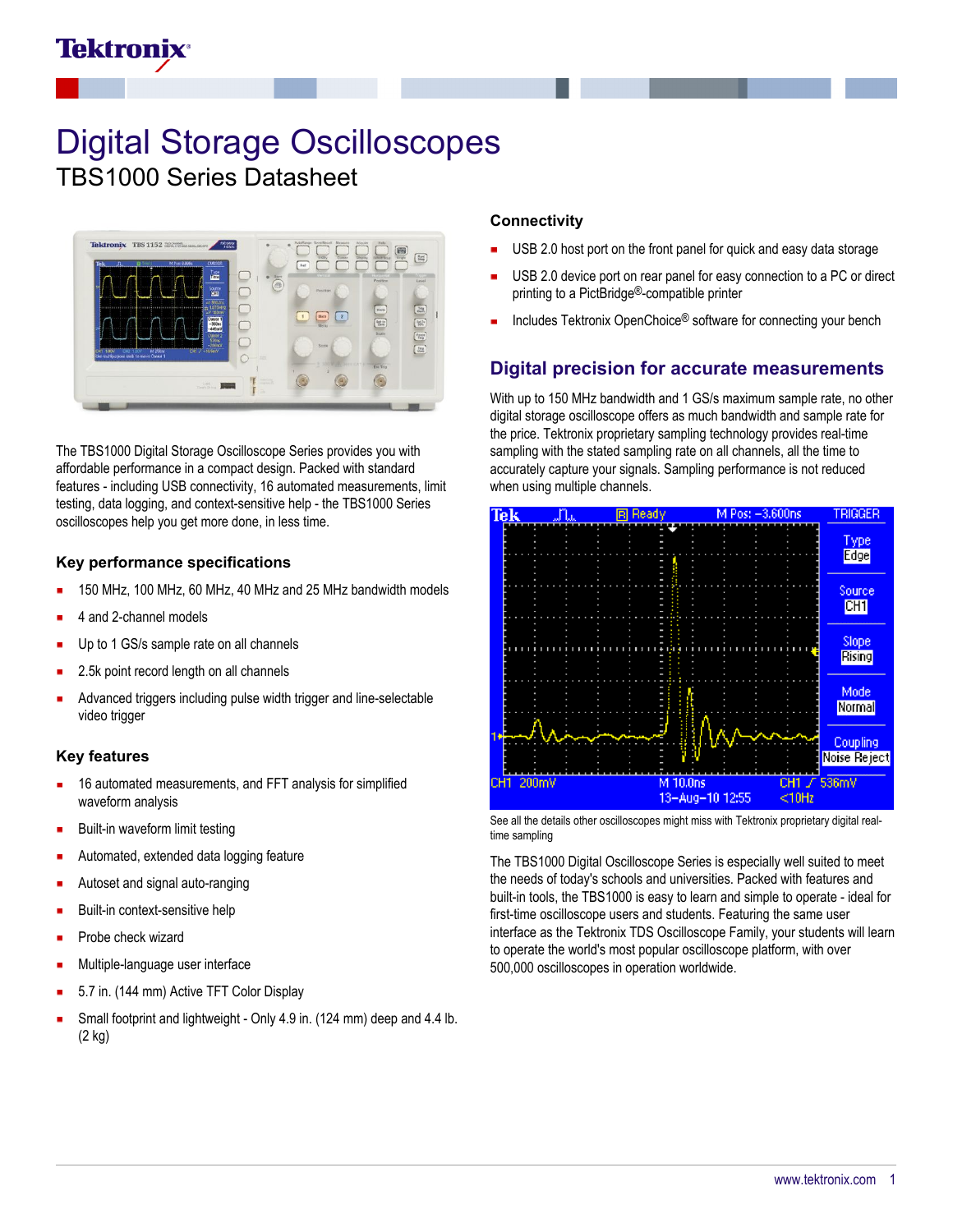# Digital Storage Oscilloscopes

## TBS1000 Series Datasheet

The TBS1000 Digital Storage Oscilloscope Series provides you with affordable performance in a compact design. Packed with standard features - including USB connectivity, 16 automated measurements, limit testing, data logging, and context-sensitive help - the TBS1000 Series oscilloscopes help you get more done, in less time.

### Key performance specifications

- 150 MHz, 100 MHz, 60 MHz, 40 MHz and 25 MHz bandwidth models
- 4 and 2-channel models
- Up to 1 GS/s sample rate on all channels
- 2.5k point record length on all channels
- Advanced triggers including pulse width trigger and line-selectable video trigger

### Key features

- 16 automated measurements, and FFT analysis for simplified waveform analysis
- Built-in waveform limit testing
- Automated, extended data logging feature
- Autoset and signal auto-ranging
- Built-in context-sensitive help
- Probe check wizard
- Multiple-language user interface
- 5.7 in. (144 mm) Active TFT Color Display
- Small footprint and lightweight - Only 4.9 in. (124 mm) deep and 4.4 lb. (2 kg)

### Connectivity

- USB 2.0 host port on the front panel for quick and easy data storage
- USB 2.0 device port on rear panel for easy connection to a PC or direct printing to a PictBridge®-compatible printer
- Includes Tektronix OpenChoice® software for connecting your bench

## Digital precision for accurate measurements

With up to 150 MHz bandwidth and 1 GS/s maximum sample rate, no other digital storage oscilloscope offers as much bandwidth and sample rate for the price. Tektronix proprietary sampling technology provides real-time sampling with the stated sampling rate on all channels, all the time to accurately capture your signals. Sampling performance is not reduced when using multiple channels.

See all the details other oscilloscopes might miss with Tektronix proprietary digital real-time sampling

The TBS1000 Digital Oscilloscope Series is especially well suited to meet the needs of today's schools and universities. Packed with features and built-in tools, the TBS1000 is easy to learn and simple to operate - ideal for first-time oscilloscope users and students. Featuring the same user interface as the Tektronix TDS Oscilloscope Family, your students will learn to operate the world's most popular oscilloscope platform, with over 500,000 oscilloscopes in operation worldwide.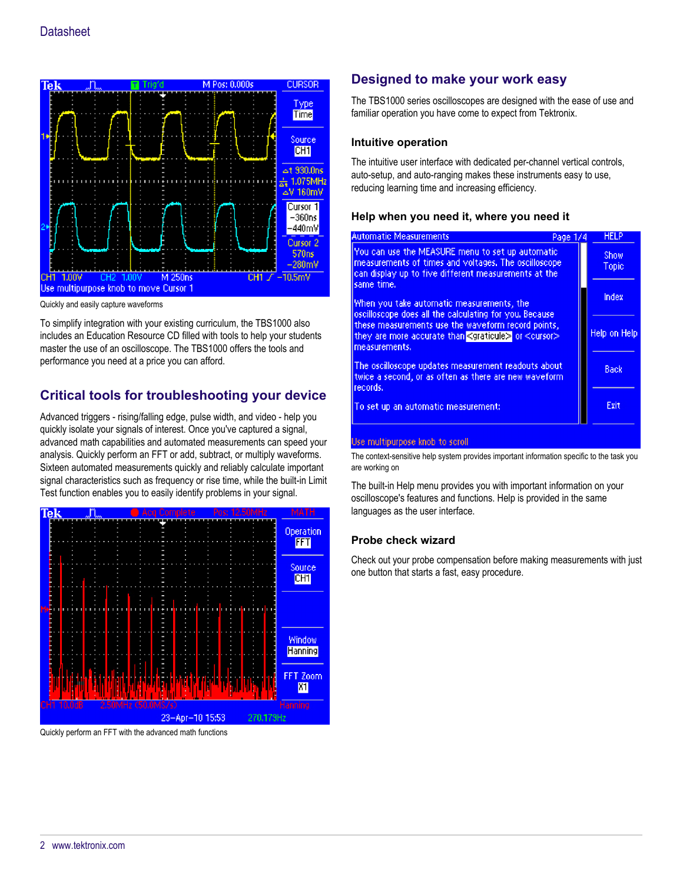Quickly and easily capture waveforms

To simplify integration with your existing curriculum, the TBS1000 also includes an Education Resource CD filled with tools to help your students master the use of an oscilloscope. The TBS1000 offers the tools and performance you need at a price you can afford.

## Critical tools for troubleshooting your device

Advanced triggers - rising/falling edge, pulse width, and video - help you quickly isolate your signals of interest. Once you've captured a signal, advanced math capabilities and automated measurements can speed your analysis. Quickly perform an FFT or add, subtract, or multiply waveforms. Sixteen automated measurements quickly and reliably calculate important signal characteristics such as frequency or rise time, while the built-in Limit Test function enables you to easily identify problems in your signal.

Quickly perform an FFT with the advanced math functions

## Designed to make your work easy

The TBS1000 series oscilloscopes are designed with the ease of use and familiar operation you have come to expect from Tektronix.

### Intuitive operation

The intuitive user interface with dedicated per-channel vertical controls, auto-setup, and auto-ranging makes these instruments easy to use, reducing learning time and increasing efficiency.

### Help when you need it, where you need it

The context-sensitive help system provides important information specific to the task you are working on

The built-in Help menu provides you with important information on your oscilloscope's features and functions. Help is provided in the same languages as the user interface.

### Probe check wizard

Check out your probe compensation before making measurements with just one button that starts a fast, easy procedure.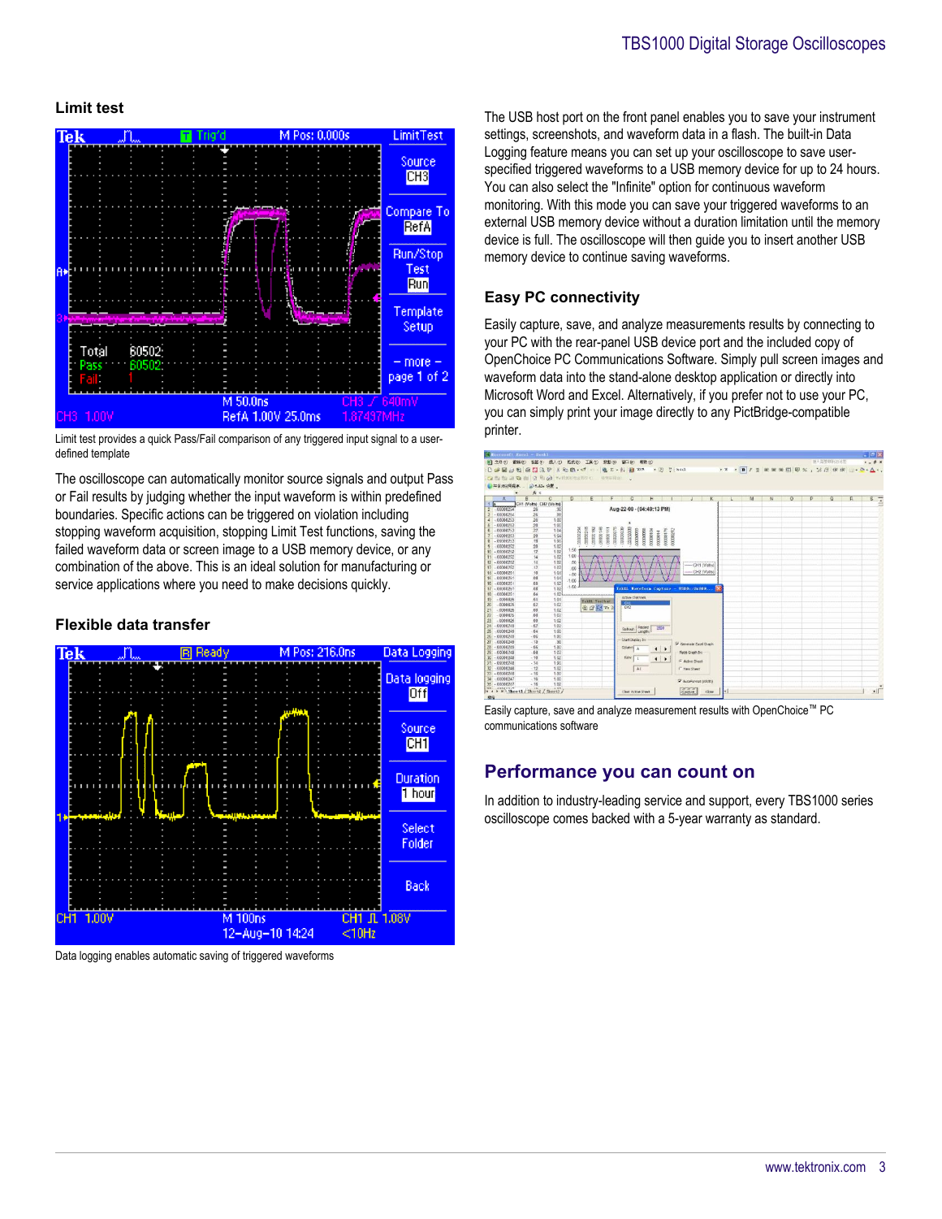### Limit test

Limit test provides a quick Pass/Fail comparison of any triggered input signal to a user-defined template

The oscilloscope can automatically monitor source signals and output Pass or Fail results by judging whether the input waveform is within predefined boundaries. Specific actions can be triggered on violation including stopping waveform acquisition, stopping Limit Test functions, saving the failed waveform data or screen image to a USB memory device, or any combination of the above. This is an ideal solution for manufacturing or service applications where you need to make decisions quickly.

### Flexible data transfer

Data logging enables automatic saving of triggered waveforms

The USB host port on the front panel enables you to save your instrument settings, screenshots, and waveform data in a flash. The built-in Data Logging feature means you can set up your oscilloscope to save user-specified triggered waveforms to a USB memory device for up to 24 hours. You can also select the "Infinite" option for continuous waveform monitoring. With this mode you can save your triggered waveforms to an external USB memory device without a duration limitation until the memory device is full. The oscilloscope will then guide you to insert another USB memory device to continue saving waveforms.

### Easy PC connectivity

Easily capture, save, and analyze measurements results by connecting to your PC with the rear-panel USB device port and the included copy of OpenChoice PC Communications Software. Simply pull screen images and waveform data into the stand-alone desktop application or directly into Microsoft Word and Excel. Alternatively, if you prefer not to use your PC, you can simply print your image directly to any PictBridge-compatible printer.

Easily capture, save and analyze measurement results with OpenChoice™ PC communications software

## Performance you can count on

In addition to industry-leading service and support, every TBS1000 series oscilloscope comes backed with a 5-year warranty as standard.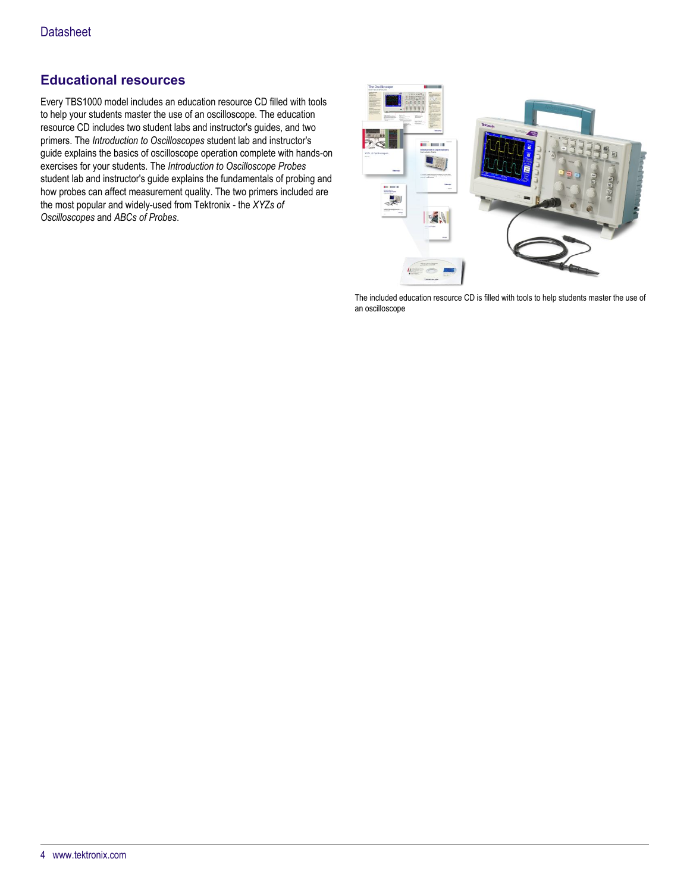## Educational resources

Every TBS1000 model includes an education resource CD filled with tools to help your students master the use of an oscilloscope. The education resource CD includes two student labs and instructor's guides, and two primers. The *Introduction to Oscilloscopes* student lab and instructor's guide explains the basics of oscilloscope operation complete with hands-on exercises for your students. The *Introduction to Oscilloscope Probes* student lab and instructor's guide explains the fundamentals of probing and how probes can affect measurement quality. The two primers included are the most popular and widely-used from Tektronix - the *XYZs of Oscilloscopes* and *ABCs of Probes*.

The included education resource CD is filled with tools to help students master the use of an oscilloscope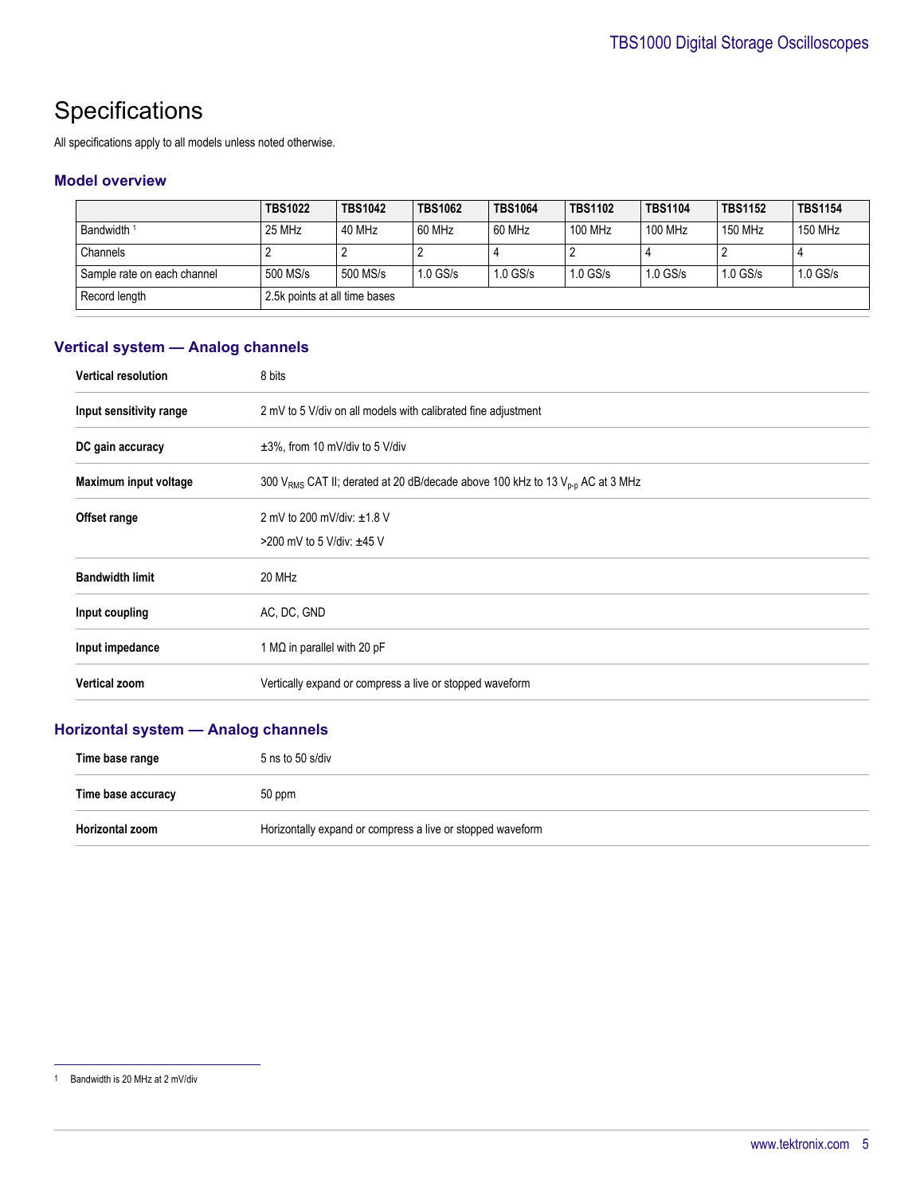# Specifications

All specifications apply to all models unless noted otherwise.

### Model overview

| | TBS1022 | TBS1042 | TBS1062 | TBS1064 | TBS1102 | TBS1104 | TBS1152 | TBS1154 |
|---|---|---|---|---|---|---|---|---|
| Bandwidth [1] | 25 MHz | 40 MHz | 60 MHz | 60 MHz | 100 MHz | 100 MHz | 150 MHz | 150 MHz |
| Channels | 2 | 2 | 2 | 4 | 2 | 4 | 2 | 4 |
| Sample rate on each channel | 500 MS/s | 500 MS/s | 1.0 GS/s | 1.0 GS/s | 1.0 GS/s | 1.0 GS/s | 1.0 GS/s | 1.0 GS/s |
| Record length | 2.5k points at all time bases | | | | | | | |

### Vertical system — Analog channels

| | |
|---|---|
| **Vertical resolution** | 8 bits |
| **Input sensitivity range** | 2 mV to 5 V/div on all models with calibrated fine adjustment |
| **DC gain accuracy** | ±3%, from 10 mV/div to 5 V/div |
| **Maximum input voltage** | 300 $V_{RMS}$ CAT II; derated at 20 dB/decade above 100 kHz to 13 $V_{p-p}$ AC at 3 MHz |
| **Offset range** | 2 mV to 200 mV/div: ±1.8 V<br>>200 mV to 5 V/div: ±45 V |
| **Bandwidth limit** | 20 MHz |
| **Input coupling** | AC, DC, GND |
| **Input impedance** | 1 MΩ in parallel with 20 pF |
| **Vertical zoom** | Vertically expand or compress a live or stopped waveform |

### Horizontal system — Analog channels

| | |
|---|---|
| **Time base range** | 5 ns to 50 s/div |
| **Time base accuracy** | 50 ppm |
| **Horizontal zoom** | Horizontally expand or compress a live or stopped waveform |

[1] Bandwidth is 20 MHz at 2 mV/div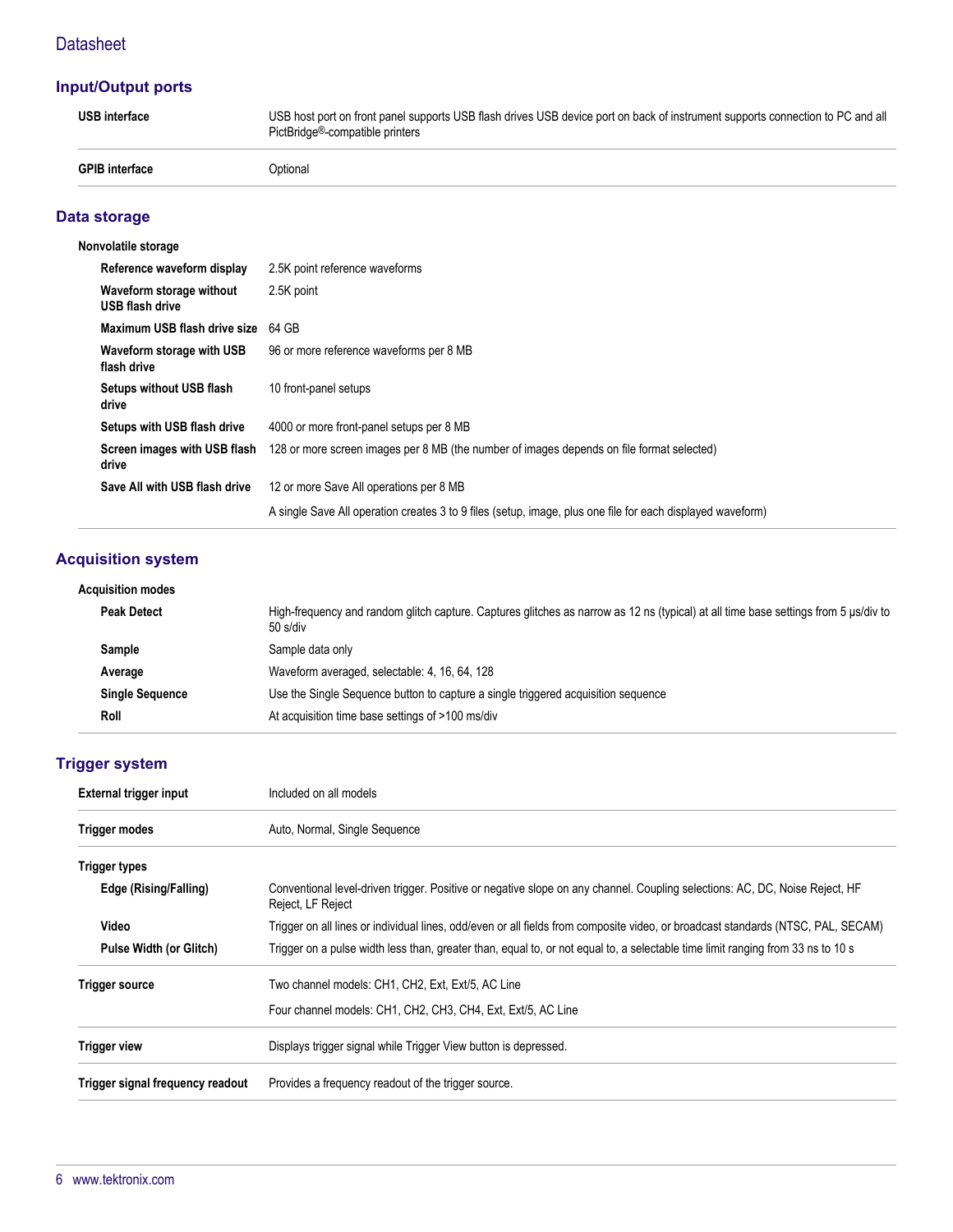## Input/Output ports

| | |
|---|---|
| **USB interface** | USB host port on front panel supports USB flash drives USB device port on back of instrument supports connection to PC and all PictBridge®-compatible printers |
| **GPIB interface** | Optional |

## Data storage

| | |
|---|---|
| **Nonvolatile storage** | |
| **Reference waveform display** | 2.5K point reference waveforms |
| **Waveform storage without USB flash drive** | 2.5K point |
| **Maximum USB flash drive size** | 64 GB |
| **Waveform storage with USB flash drive** | 96 or more reference waveforms per 8 MB |
| **Setups without USB flash drive** | 10 front-panel setups |
| **Setups with USB flash drive** | 4000 or more front-panel setups per 8 MB |
| **Screen images with USB flash drive** | 128 or more screen images per 8 MB (the number of images depends on file format selected) |
| **Save All with USB flash drive** | 12 or more Save All operations per 8 MB |
| | A single Save All operation creates 3 to 9 files (setup, image, plus one file for each displayed waveform) |

## Acquisition system

| | |
|---|---|
| **Acquisition modes** | |
| **Peak Detect** | High-frequency and random glitch capture. Captures glitches as narrow as 12 ns (typical) at all time base settings from 5 μs/div to 50 s/div |
| **Sample** | Sample data only |
| **Average** | Waveform averaged, selectable: 4, 16, 64, 128 |
| **Single Sequence** | Use the Single Sequence button to capture a single triggered acquisition sequence |
| **Roll** | At acquisition time base settings of >100 ms/div |

## Trigger system

| | |
|---|---|
| **External trigger input** | Included on all models |
| **Trigger modes** | Auto, Normal, Single Sequence |
| **Trigger types** | |
| **Edge (Rising/Falling)** | Conventional level-driven trigger. Positive or negative slope on any channel. Coupling selections: AC, DC, Noise Reject, HF Reject, LF Reject |
| **Video** | Trigger on all lines or individual lines, odd/even or all fields from composite video, or broadcast standards (NTSC, PAL, SECAM) |
| **Pulse Width (or Glitch)** | Trigger on a pulse width less than, greater than, equal to, or not equal to, a selectable time limit ranging from 33 ns to 10 s |
| **Trigger source** | Two channel models: CH1, CH2, Ext, Ext/5, AC Line |
| | Four channel models: CH1, CH2, CH3, CH4, Ext, Ext/5, AC Line |
| **Trigger view** | Displays trigger signal while Trigger View button is depressed. |
| **Trigger signal frequency readout** | Provides a frequency readout of the trigger source. |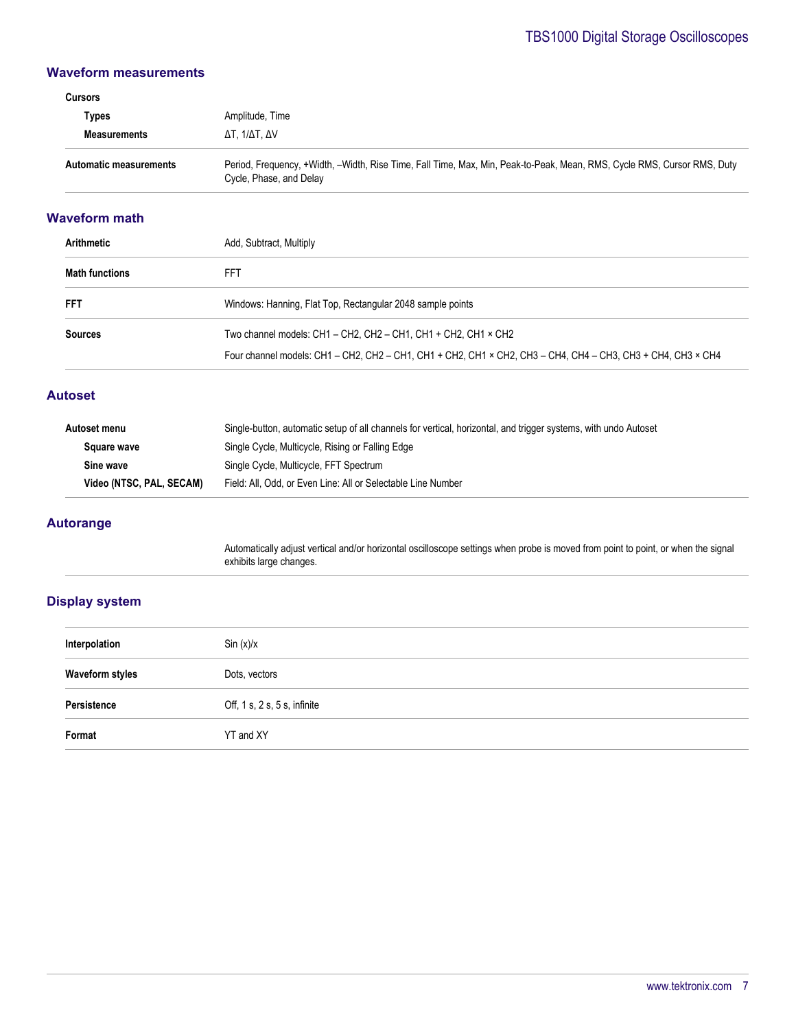## Waveform measurements

| | |
|---|---|
| **Cursors** | |
| **Types** | Amplitude, Time |
| **Measurements** | ΔT, 1/ΔT, ΔV |
| **Automatic measurements** | Period, Frequency, +Width, –Width, Rise Time, Fall Time, Max, Min, Peak-to-Peak, Mean, RMS, Cycle RMS, Cursor RMS, Duty Cycle, Phase, and Delay |

## Waveform math

| | |
|---|---|
| **Arithmetic** | Add, Subtract, Multiply |
| **Math functions** | FFT |
| **FFT** | Windows: Hanning, Flat Top, Rectangular 2048 sample points |
| **Sources** | Two channel models: CH1 – CH2, CH2 – CH1, CH1 + CH2, CH1 × CH2<br>Four channel models: CH1 – CH2, CH2 – CH1, CH1 + CH2, CH1 × CH2, CH3 – CH4, CH4 – CH3, CH3 + CH4, CH3 × CH4 |

## Autoset

| | |
|---|---|
| **Autoset menu** | Single-button, automatic setup of all channels for vertical, horizontal, and trigger systems, with undo Autoset |
| **Square wave** | Single Cycle, Multicycle, Rising or Falling Edge |
| **Sine wave** | Single Cycle, Multicycle, FFT Spectrum |
| **Video (NTSC, PAL, SECAM)** | Field: All, Odd, or Even Line: All or Selectable Line Number |

## Autorange

Automatically adjust vertical and/or horizontal oscilloscope settings when probe is moved from point to point, or when the signal exhibits large changes.

## Display system

| | |
|---|---|
| **Interpolation** | Sin (x)/x |
| **Waveform styles** | Dots, vectors |
| **Persistence** | Off, 1 s, 2 s, 5 s, infinite |
| **Format** | YT and XY |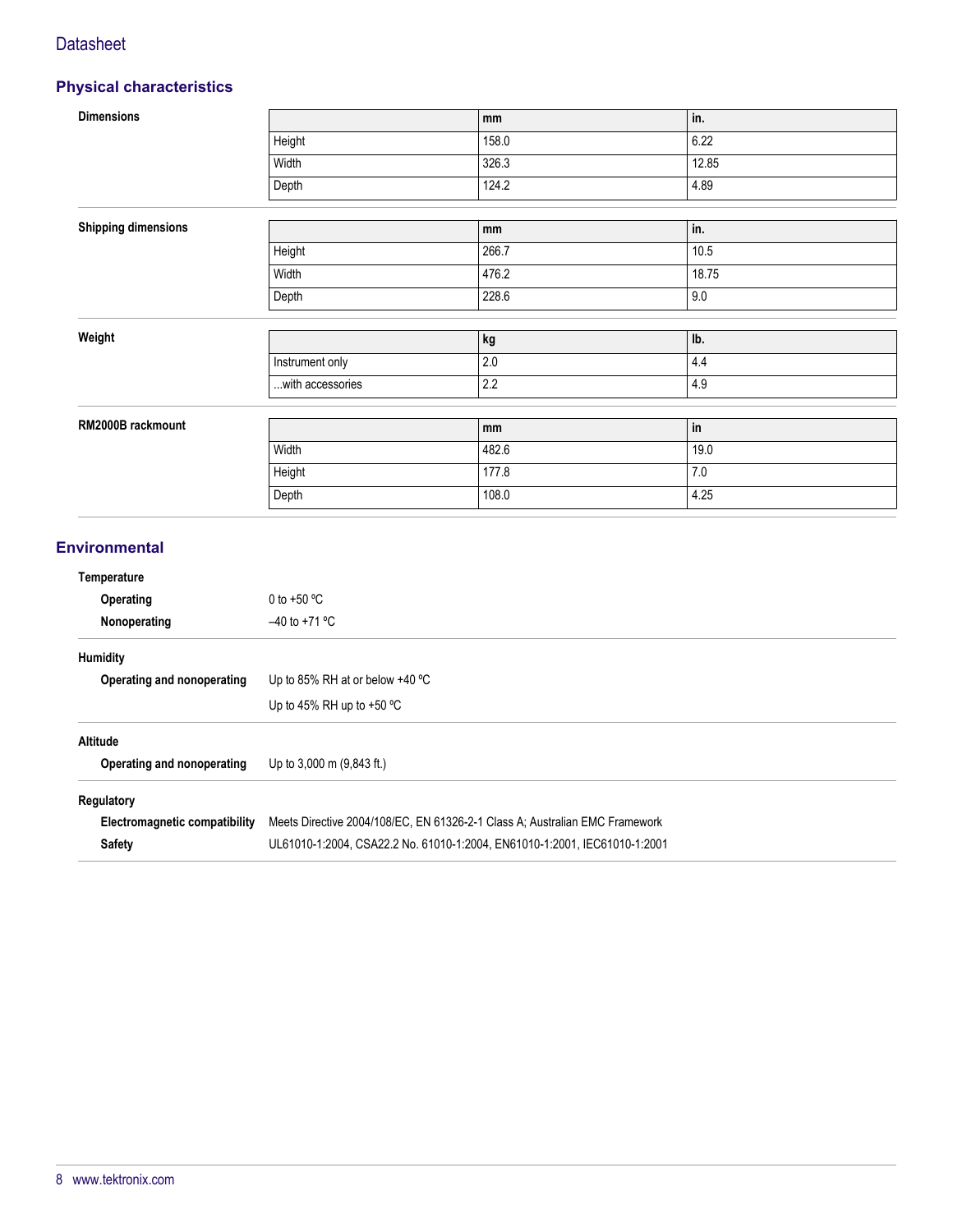## Physical characteristics

**Dimensions**

| | mm | in. |
|---|---|---|
| Height | 158.0 | 6.22 |
| Width | 326.3 | 12.85 |
| Depth | 124.2 | 4.89 |

**Shipping dimensions**

| | mm | in. |
|---|---|---|
| Height | 266.7 | 10.5 |
| Width | 476.2 | 18.75 |
| Depth | 228.6 | 9.0 |

**Weight**

| | kg | lb. |
|---|---|---|
| Instrument only | 2.0 | 4.4 |
| ...with accessories | 2.2 | 4.9 |

**RM2000B rackmount**

| | mm | in |
|---|---|---|
| Width | 482.6 | 19.0 |
| Height | 177.8 | 7.0 |
| Depth | 108.0 | 4.25 |

## Environmental

**Temperature**

**Operating** 0 to +50 ºC

**Nonoperating** –40 to +71 ºC

**Humidity**

**Operating and nonoperating** Up to 85% RH at or below +40 ºC

Up to 45% RH up to +50 ºC

**Altitude**

**Operating and nonoperating** Up to 3,000 m (9,843 ft.)

**Regulatory**

**Electromagnetic compatibility** Meets Directive 2004/108/EC, EN 61326-2-1 Class A; Australian EMC Framework

**Safety** UL61010-1:2004, CSA22.2 No. 61010-1:2004, EN61010-1:2001, IEC61010-1:2001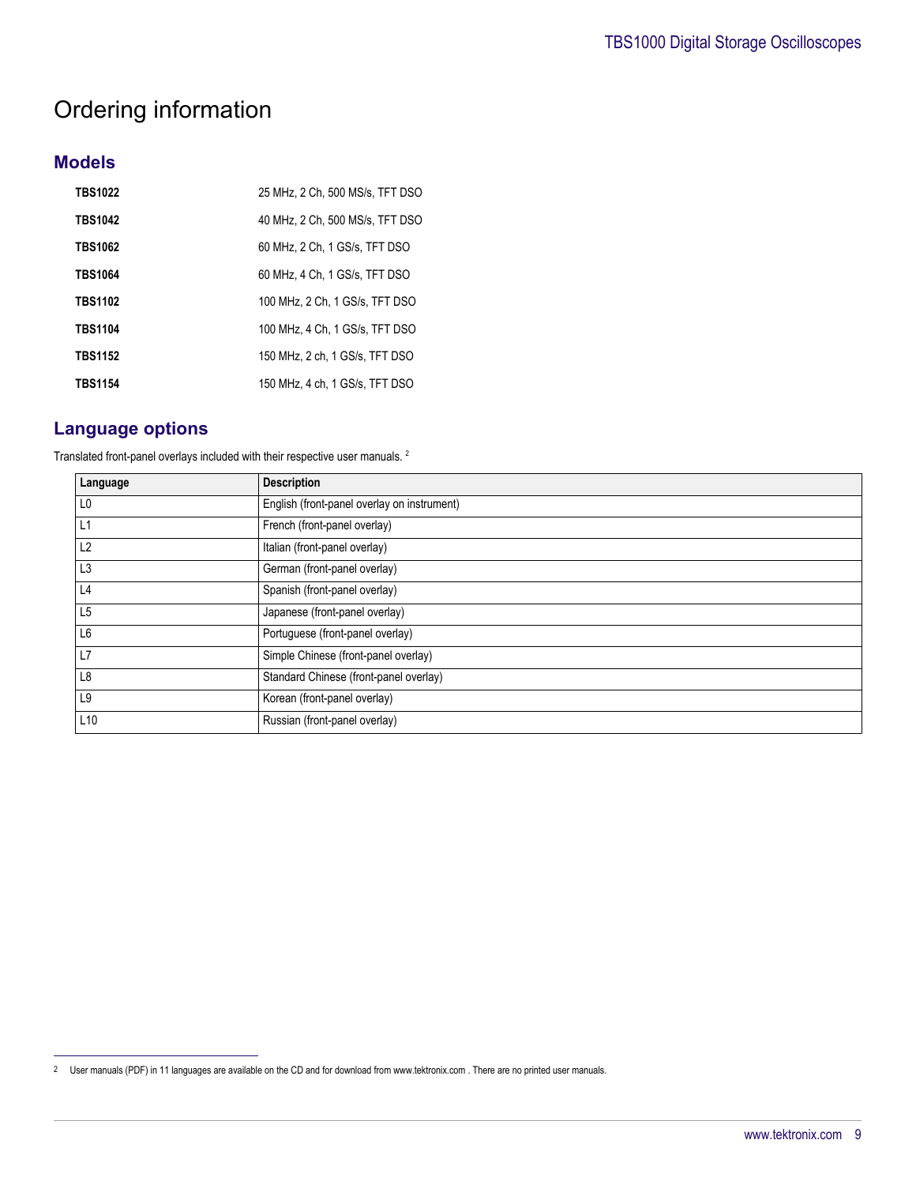# Ordering information

## Models

| | |
|---|---|
| **TBS1022** | 25 MHz, 2 Ch, 500 MS/s, TFT DSO |
| **TBS1042** | 40 MHz, 2 Ch, 500 MS/s, TFT DSO |
| **TBS1062** | 60 MHz, 2 Ch, 1 GS/s, TFT DSO |
| **TBS1064** | 60 MHz, 4 Ch, 1 GS/s, TFT DSO |
| **TBS1102** | 100 MHz, 2 Ch, 1 GS/s, TFT DSO |
| **TBS1104** | 100 MHz, 4 Ch, 1 GS/s, TFT DSO |
| **TBS1152** | 150 MHz, 2 ch, 1 GS/s, TFT DSO |
| **TBS1154** | 150 MHz, 4 ch, 1 GS/s, TFT DSO |

## Language options

Translated front-panel overlays included with their respective user manuals. [2]

| Language | Description |
|---|---|
| L0 | English (front-panel overlay on instrument) |
| L1 | French (front-panel overlay) |
| L2 | Italian (front-panel overlay) |
| L3 | German (front-panel overlay) |
| L4 | Spanish (front-panel overlay) |
| L5 | Japanese (front-panel overlay) |
| L6 | Portuguese (front-panel overlay) |
| L7 | Simple Chinese (front-panel overlay) |
| L8 | Standard Chinese (front-panel overlay) |
| L9 | Korean (front-panel overlay) |
| L10 | Russian (front-panel overlay) |

[2] User manuals (PDF) in 11 languages are available on the CD and for download from www.tektronix.com . There are no printed user manuals.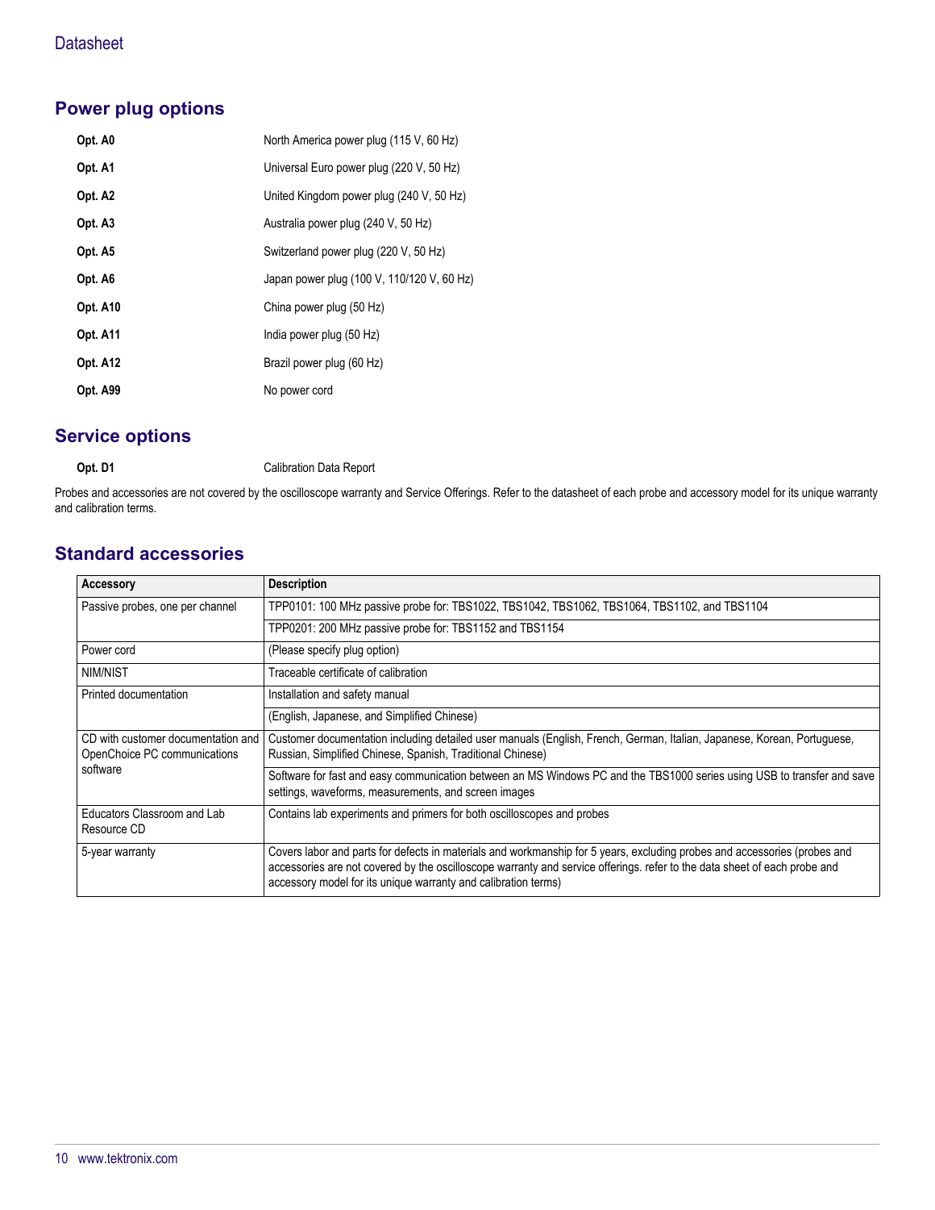## Power plug options

| | |
|---|---|
| **Opt. A0** | North America power plug (115 V, 60 Hz) |
| **Opt. A1** | Universal Euro power plug (220 V, 50 Hz) |
| **Opt. A2** | United Kingdom power plug (240 V, 50 Hz) |
| **Opt. A3** | Australia power plug (240 V, 50 Hz) |
| **Opt. A5** | Switzerland power plug (220 V, 50 Hz) |
| **Opt. A6** | Japan power plug (100 V, 110/120 V, 60 Hz) |
| **Opt. A10** | China power plug (50 Hz) |
| **Opt. A11** | India power plug (50 Hz) |
| **Opt. A12** | Brazil power plug (60 Hz) |
| **Opt. A99** | No power cord |

## Service options

| | |
|---|---|
| **Opt. D1** | Calibration Data Report |

Probes and accessories are not covered by the oscilloscope warranty and Service Offerings. Refer to the datasheet of each probe and accessory model for its unique warranty and calibration terms.

## Standard accessories

| Accessory | Description |
|---|---|
| Passive probes, one per channel | TPP0101: 100 MHz passive probe for: TBS1022, TBS1042, TBS1062, TBS1064, TBS1102, and TBS1104 |
| | TPP0201: 200 MHz passive probe for: TBS1152 and TBS1154 |
| Power cord | (Please specify plug option) |
| NIM/NIST | Traceable certificate of calibration |
| Printed documentation | Installation and safety manual |
| | (English, Japanese, and Simplified Chinese) |
| CD with customer documentation and OpenChoice PC communications software | Customer documentation including detailed user manuals (English, French, German, Italian, Japanese, Korean, Portuguese, Russian, Simplified Chinese, Spanish, Traditional Chinese) |
| | Software for fast and easy communication between an MS Windows PC and the TBS1000 series using USB to transfer and save settings, waveforms, measurements, and screen images |
| Educators Classroom and Lab Resource CD | Contains lab experiments and primers for both oscilloscopes and probes |
| 5-year warranty | Covers labor and parts for defects in materials and workmanship for 5 years, excluding probes and accessories (probes and accessories are not covered by the oscilloscope warranty and service offerings. refer to the data sheet of each probe and accessory model for its unique warranty and calibration terms) |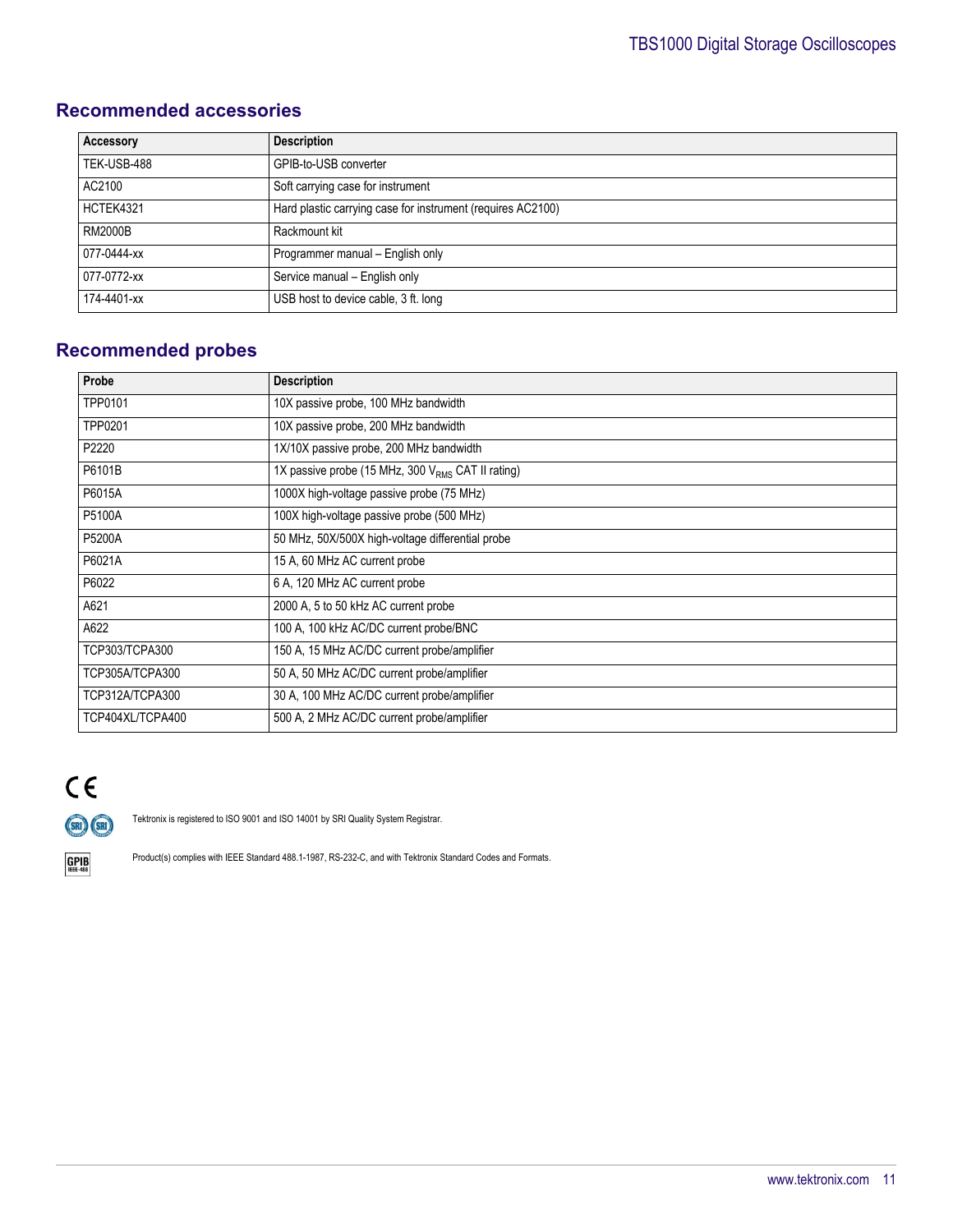## Recommended accessories

| Accessory | Description |
|---|---|
| TEK-USB-488 | GPIB-to-USB converter |
| AC2100 | Soft carrying case for instrument |
| HCTEK4321 | Hard plastic carrying case for instrument (requires AC2100) |
| RM2000B | Rackmount kit |
| 077-0444-xx | Programmer manual – English only |
| 077-0772-xx | Service manual – English only |
| 174-4401-xx | USB host to device cable, 3 ft. long |

## Recommended probes

| Probe | Description |
|---|---|
| TPP0101 | 10X passive probe, 100 MHz bandwidth |
| TPP0201 | 10X passive probe, 200 MHz bandwidth |
| P2220 | 1X/10X passive probe, 200 MHz bandwidth |
| P6101B | 1X passive probe (15 MHz, 300 $V_{RMS}$ CAT II rating) |
| P6015A | 1000X high-voltage passive probe (75 MHz) |
| P5100A | 100X high-voltage passive probe (500 MHz) |
| P5200A | 50 MHz, 50X/500X high-voltage differential probe |
| P6021A | 15 A, 60 MHz AC current probe |
| P6022 | 6 A, 120 MHz AC current probe |
| A621 | 2000 A, 5 to 50 kHz AC current probe |
| A622 | 100 A, 100 kHz AC/DC current probe/BNC |
| TCP303/TCPA300 | 150 A, 15 MHz AC/DC current probe/amplifier |
| TCP305A/TCPA300 | 50 A, 50 MHz AC/DC current probe/amplifier |
| TCP312A/TCPA300 | 30 A, 100 MHz AC/DC current probe/amplifier |
| TCP404XL/TCPA400 | 500 A, 2 MHz AC/DC current probe/amplifier |

Tektronix is registered to ISO 9001 and ISO 14001 by SRI Quality System Registrar.

Product(s) complies with IEEE Standard 488.1-1987, RS-232-C, and with Tektronix Standard Codes and Formats.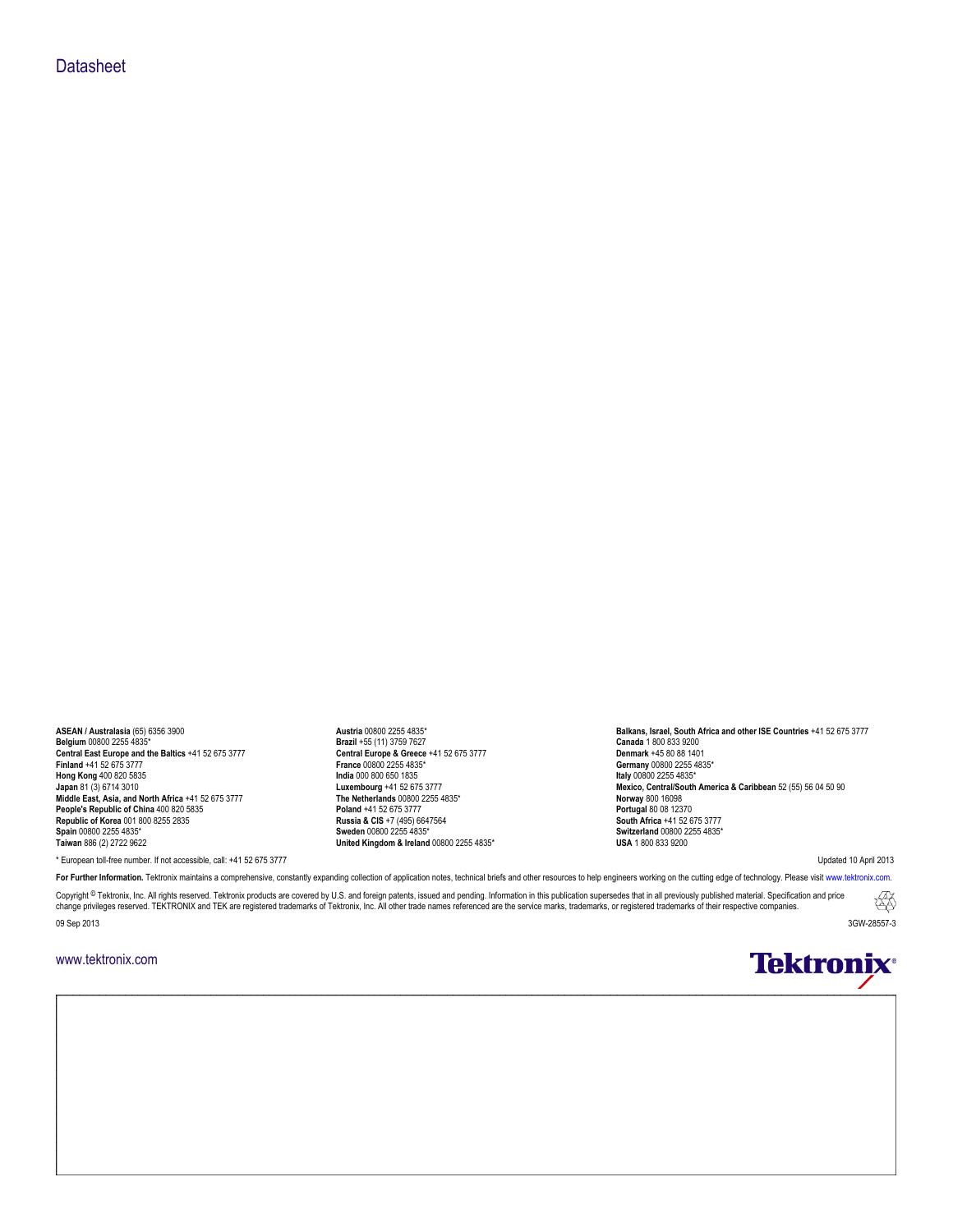**ASEAN / Australasia** (65) 6356 3900
**Belgium** 00800 2255 4835*
**Central East Europe and the Baltics** +41 52 675 3777
**Finland** +41 52 675 3777
**Hong Kong** 400 820 5835
**Japan** 81 (3) 6714 3010
**Middle East, Asia, and North Africa** +41 52 675 3777
**People's Republic of China** 400 820 5835
**Republic of Korea** 001 800 8255 2835
**Spain** 00800 2255 4835*
**Taiwan** 886 (2) 2722 9622

**Austria** 00800 2255 4835*
**Brazil** +55 (11) 3759 7627
**Central Europe & Greece** +41 52 675 3777
**France** 00800 2255 4835*
**India** 000 800 650 1835
**Luxembourg** +41 52 675 3777
**The Netherlands** 00800 2255 4835*
**Poland** +41 52 675 3777
**Russia & CIS** +7 (495) 6647564
**Sweden** 00800 2255 4835*
**United Kingdom & Ireland** 00800 2255 4835*

**Balkans, Israel, South Africa and other ISE Countries** +41 52 675 3777
**Canada** 1 800 833 9200
**Denmark** +45 80 88 1401
**Germany** 00800 2255 4835*
**Italy** 00800 2255 4835*
**Mexico, Central/South America & Caribbean** 52 (55) 56 04 50 90
**Norway** 800 16098
**Portugal** 80 08 12370
**South Africa** +41 52 675 3777
**Switzerland** 00800 2255 4835*
**USA** 1 800 833 9200

* European toll-free number. If not accessible, call: +41 52 675 3777

Updated 10 April 2013

**For Further Information.** Tektronix maintains a comprehensive, constantly expanding collection of application notes, technical briefs and other resources to help engineers working on the cutting edge of technology. Please visit www.tektronix.com.

Copyright © Tektronix, Inc. All rights reserved. Tektronix products are covered by U.S. and foreign patents, issued and pending. Information in this publication supersedes that in all previously published material. Specification and price change privileges reserved. TEKTRONIX and TEK are registered trademarks of Tektronix, Inc. All other trade names referenced are the service marks, trademarks, or registered trademarks of their respective companies.

09 Sep 2013

3GW-28557-3

www.tektronix.com

Tektronix®